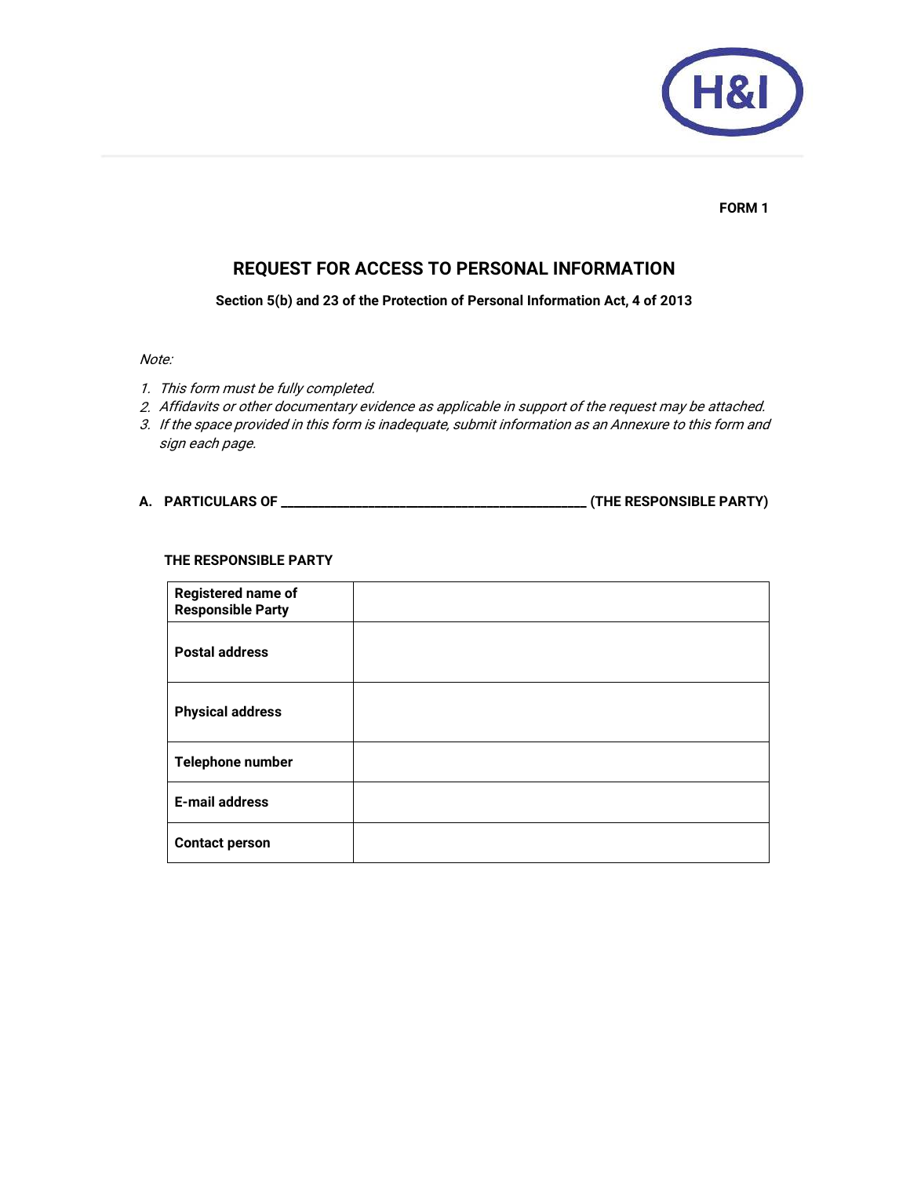**FORM 1**

# REQUEST FOR ACCESS TO PERSONAL INFORMATION

**Section 5(b) and 23 of the Protection of Personal Information Act, 4 of 2013**

*Note:*

1. *This form must be fully completed.*
2. *Affidavits or other documentary evidence as applicable in support of the request may be attached.*
3. *If the space provided in this form is inadequate, submit information as an Annexure to this form and sign each page.*

## A. PARTICULARS OF ______________________________________________ (THE RESPONSIBLE PARTY)

**THE RESPONSIBLE PARTY**

| | |
|---|---|
| **Registered name of Responsible Party** | |
| **Postal address** | |
| **Physical address** | |
| **Telephone number** | |
| **E-mail address** | |
| **Contact person** | |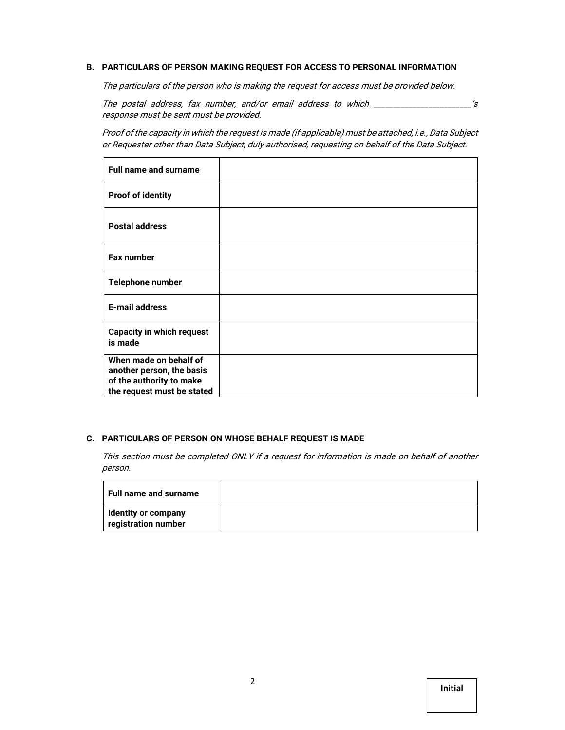**B. PARTICULARS OF PERSON MAKING REQUEST FOR ACCESS TO PERSONAL INFORMATION**

*The particulars of the person who is making the request for access must be provided below.*

*The postal address, fax number, and/or email address to which ______________________'s response must be sent must be provided.*

*Proof of the capacity in which the request is made (if applicable) must be attached, i.e., Data Subject or Requester other than Data Subject, duly authorised, requesting on behalf of the Data Subject.*

| | |
|---|---|
| **Full name and surname** | |
| **Proof of identity** | |
| **Postal address** | |
| **Fax number** | |
| **Telephone number** | |
| **E-mail address** | |
| **Capacity in which request is made** | |
| **When made on behalf of another person, the basis of the authority to make the request must be stated** | |

**C. PARTICULARS OF PERSON ON WHOSE BEHALF REQUEST IS MADE**

*This section must be completed ONLY if a request for information is made on behalf of another person.*

| | |
|---|---|
| **Full name and surname** | |
| **Identity or company registration number** | |

**Initial**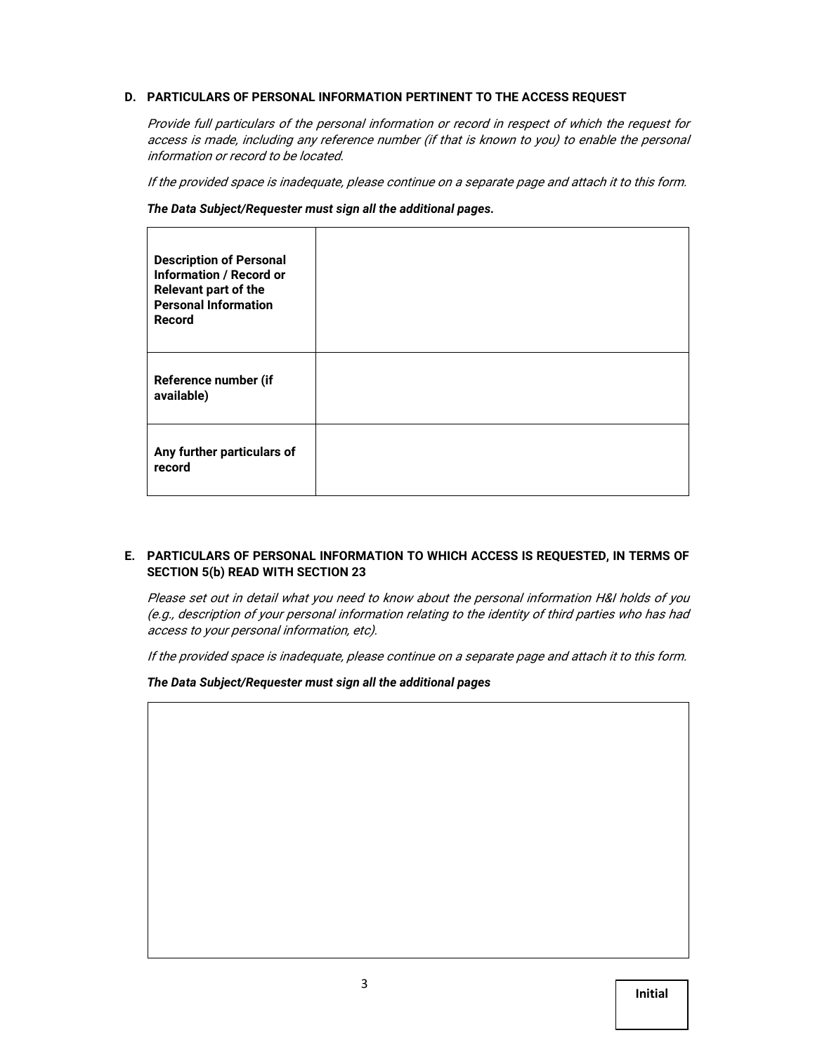### D. PARTICULARS OF PERSONAL INFORMATION PERTINENT TO THE ACCESS REQUEST

*Provide full particulars of the personal information or record in respect of which the request for access is made, including any reference number (if that is known to you) to enable the personal information or record to be located.*

*If the provided space is inadequate, please continue on a separate page and attach it to this form.*

***The Data Subject/Requester must sign all the additional pages.***

| | |
|---|---|
| **Description of Personal Information / Record or Relevant part of the Personal Information Record** | |
| **Reference number (if available)** | |
| **Any further particulars of record** | |

### E. PARTICULARS OF PERSONAL INFORMATION TO WHICH ACCESS IS REQUESTED, IN TERMS OF SECTION 5(b) READ WITH SECTION 23

*Please set out in detail what you need to know about the personal information H&I holds of you (e.g., description of your personal information relating to the identity of third parties who has had access to your personal information, etc).*

*If the provided space is inadequate, please continue on a separate page and attach it to this form.*

***The Data Subject/Requester must sign all the additional pages***

| |
|---|
| |

| Initial |
|---|
| |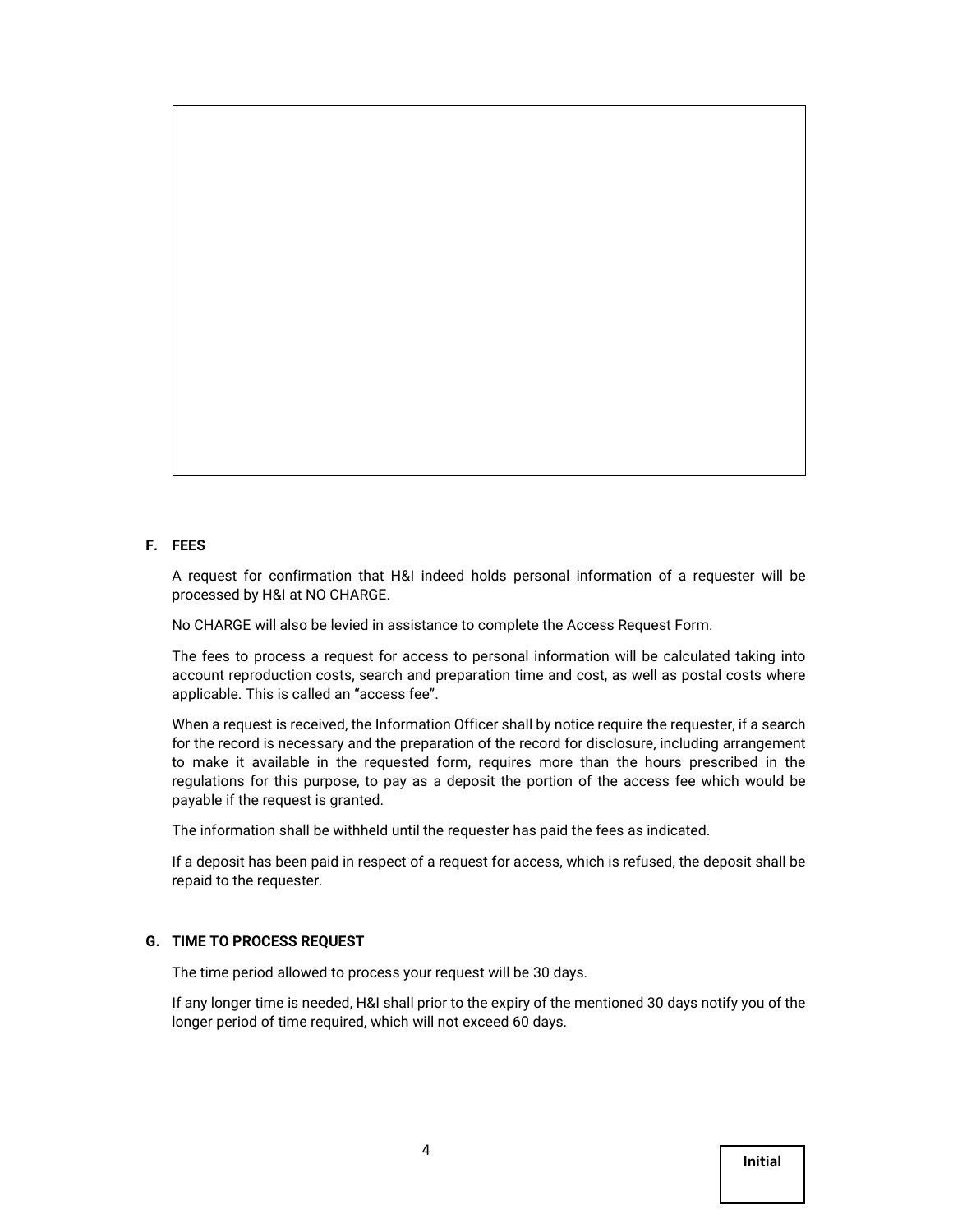## F. FEES

A request for confirmation that H&I indeed holds personal information of a requester will be processed by H&I at NO CHARGE.

No CHARGE will also be levied in assistance to complete the Access Request Form.

The fees to process a request for access to personal information will be calculated taking into account reproduction costs, search and preparation time and cost, as well as postal costs where applicable. This is called an "access fee".

When a request is received, the Information Officer shall by notice require the requester, if a search for the record is necessary and the preparation of the record for disclosure, including arrangement to make it available in the requested form, requires more than the hours prescribed in the regulations for this purpose, to pay as a deposit the portion of the access fee which would be payable if the request is granted.

The information shall be withheld until the requester has paid the fees as indicated.

If a deposit has been paid in respect of a request for access, which is refused, the deposit shall be repaid to the requester.

## G. TIME TO PROCESS REQUEST

The time period allowed to process your request will be 30 days.

If any longer time is needed, H&I shall prior to the expiry of the mentioned 30 days notify you of the longer period of time required, which will not exceed 60 days.

**Initial**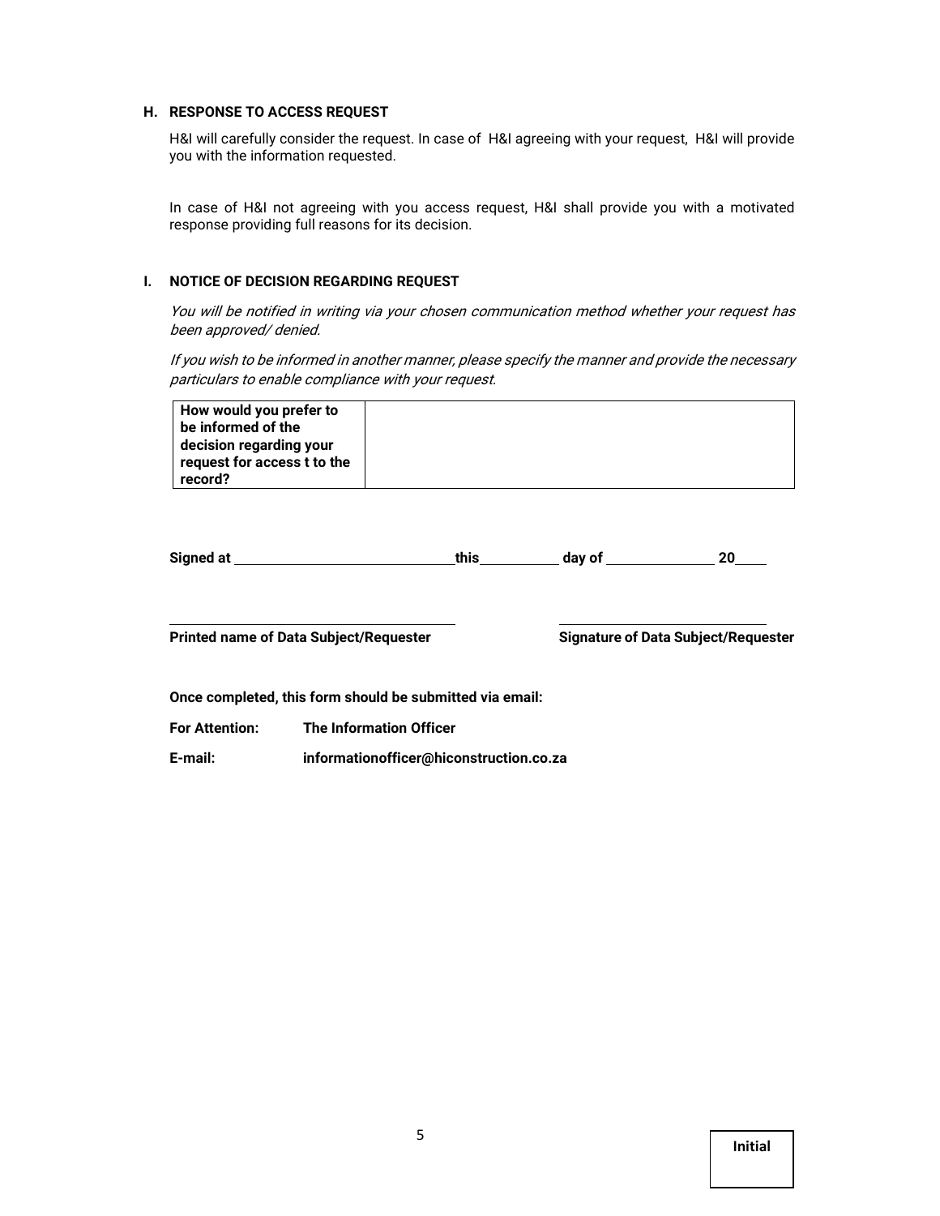## H. RESPONSE TO ACCESS REQUEST

H&I will carefully consider the request. In case of H&I agreeing with your request, H&I will provide you with the information requested.

In case of H&I not agreeing with you access request, H&I shall provide you with a motivated response providing full reasons for its decision.

## I. NOTICE OF DECISION REGARDING REQUEST

*You will be notified in writing via your chosen communication method whether your request has been approved/ denied.*

*If you wish to be informed in another manner, please specify the manner and provide the necessary particulars to enable compliance with your request.*

| | |
|---|---|
| **How would you prefer to be informed of the decision regarding your request for access t to the record?** | |

**Signed at** ______________________________ **this** ___________ **day of** _______________ **20**____

_________________________________________ &nbsp;&nbsp;&nbsp;&nbsp; _____________________________

**Printed name of Data Subject/Requester** &nbsp;&nbsp;&nbsp;&nbsp; **Signature of Data Subject/Requester**

**Once completed, this form should be submitted via email:**

**For Attention:** **The Information Officer**

**E-mail:** **informationofficer@hiconstruction.co.za**

**Initial**